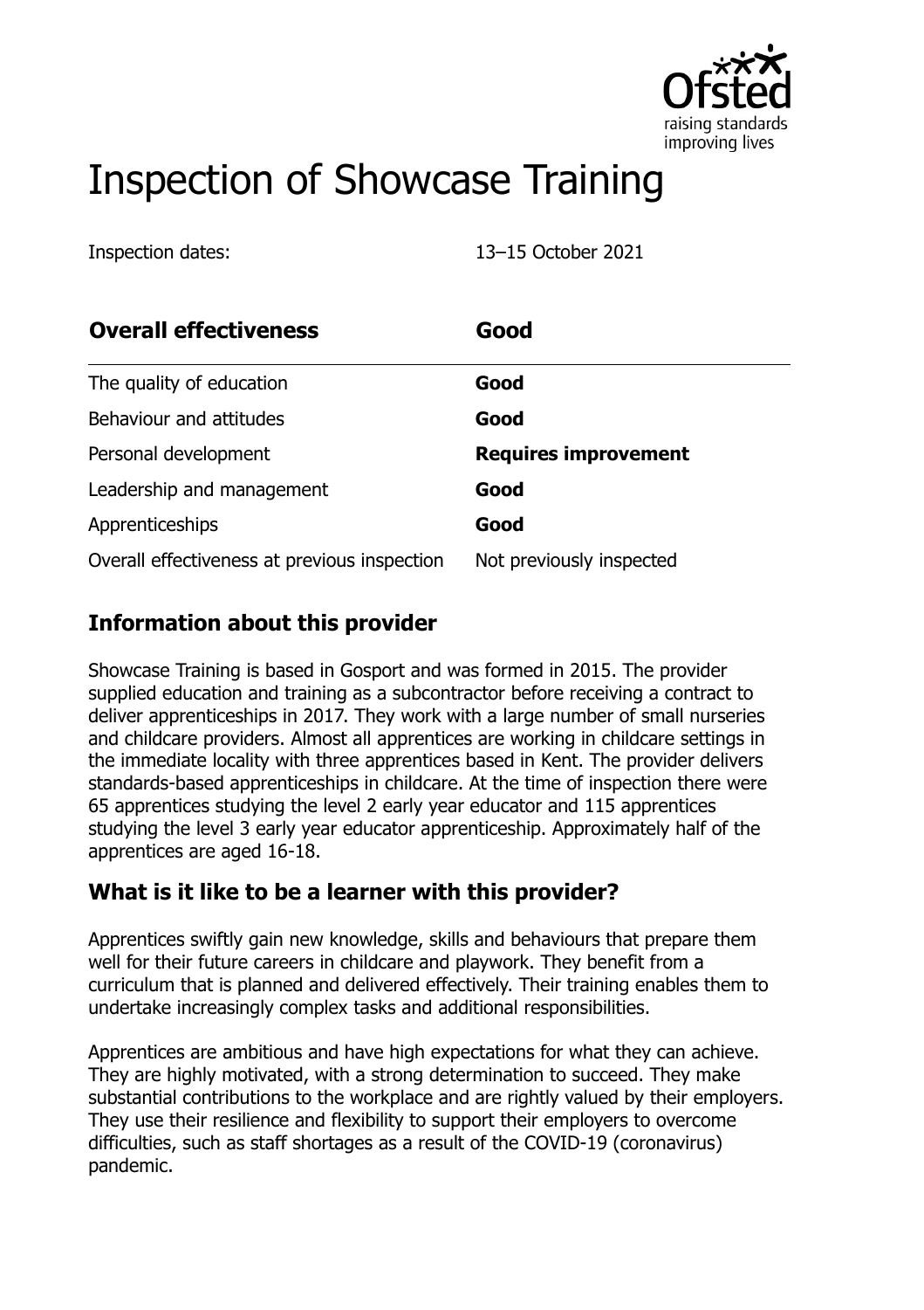# Inspection of Showcase Training

Inspection dates: 13–15 October 2021

| **Overall effectiveness** | **Good** |
|---|---|
| The quality of education | **Good** |
| Behaviour and attitudes | **Good** |
| Personal development | **Requires improvement** |
| Leadership and management | **Good** |
| Apprenticeships | **Good** |
| Overall effectiveness at previous inspection | Not previously inspected |

## Information about this provider

Showcase Training is based in Gosport and was formed in 2015. The provider supplied education and training as a subcontractor before receiving a contract to deliver apprenticeships in 2017. They work with a large number of small nurseries and childcare providers. Almost all apprentices are working in childcare settings in the immediate locality with three apprentices based in Kent. The provider delivers standards-based apprenticeships in childcare. At the time of inspection there were 65 apprentices studying the level 2 early year educator and 115 apprentices studying the level 3 early year educator apprenticeship. Approximately half of the apprentices are aged 16-18.

## What is it like to be a learner with this provider?

Apprentices swiftly gain new knowledge, skills and behaviours that prepare them well for their future careers in childcare and playwork. They benefit from a curriculum that is planned and delivered effectively. Their training enables them to undertake increasingly complex tasks and additional responsibilities.

Apprentices are ambitious and have high expectations for what they can achieve. They are highly motivated, with a strong determination to succeed. They make substantial contributions to the workplace and are rightly valued by their employers. They use their resilience and flexibility to support their employers to overcome difficulties, such as staff shortages as a result of the COVID-19 (coronavirus) pandemic.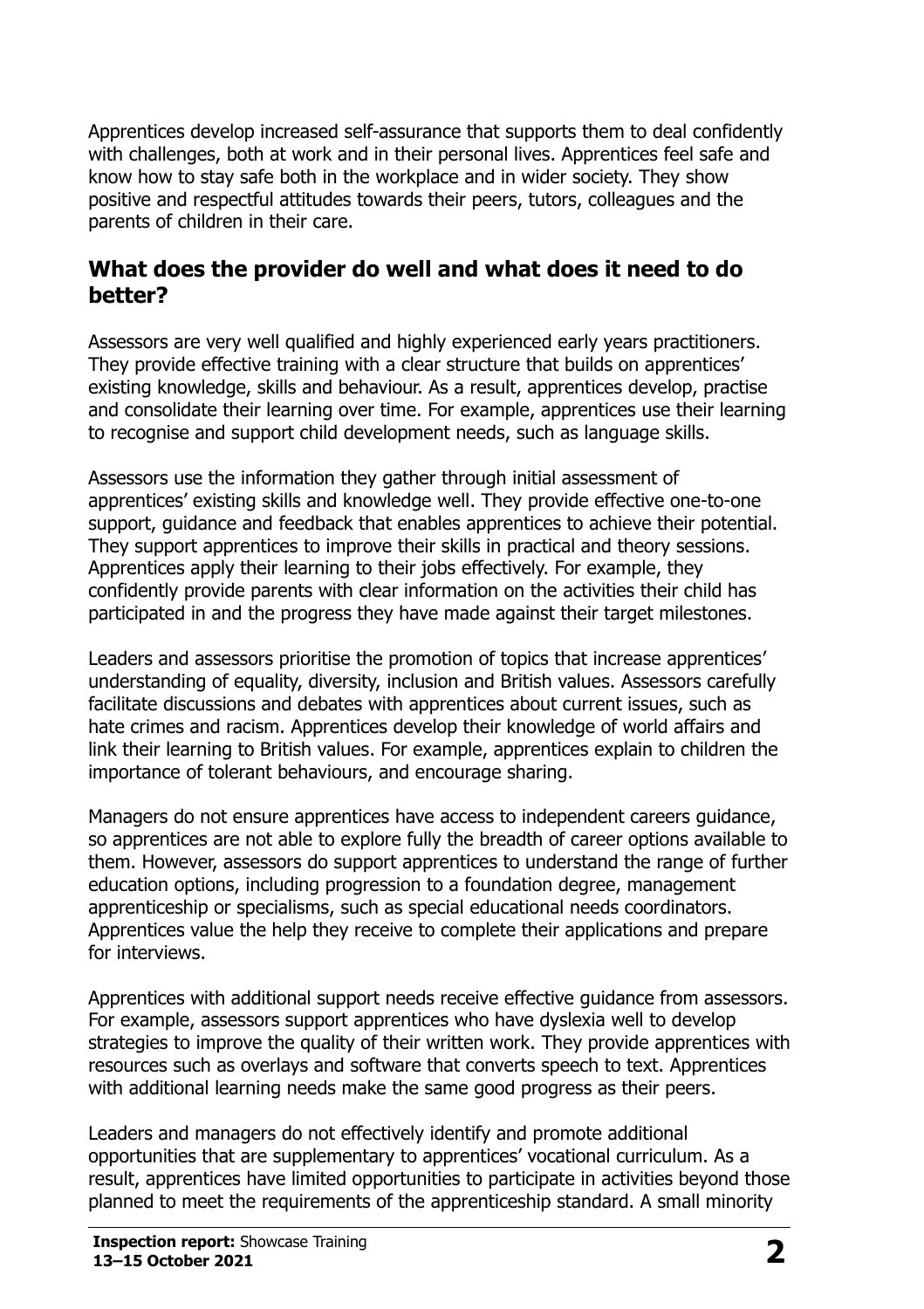Apprentices develop increased self-assurance that supports them to deal confidently with challenges, both at work and in their personal lives. Apprentices feel safe and know how to stay safe both in the workplace and in wider society. They show positive and respectful attitudes towards their peers, tutors, colleagues and the parents of children in their care.

## What does the provider do well and what does it need to do better?

Assessors are very well qualified and highly experienced early years practitioners. They provide effective training with a clear structure that builds on apprentices' existing knowledge, skills and behaviour. As a result, apprentices develop, practise and consolidate their learning over time. For example, apprentices use their learning to recognise and support child development needs, such as language skills.

Assessors use the information they gather through initial assessment of apprentices' existing skills and knowledge well. They provide effective one-to-one support, guidance and feedback that enables apprentices to achieve their potential. They support apprentices to improve their skills in practical and theory sessions. Apprentices apply their learning to their jobs effectively. For example, they confidently provide parents with clear information on the activities their child has participated in and the progress they have made against their target milestones.

Leaders and assessors prioritise the promotion of topics that increase apprentices' understanding of equality, diversity, inclusion and British values. Assessors carefully facilitate discussions and debates with apprentices about current issues, such as hate crimes and racism. Apprentices develop their knowledge of world affairs and link their learning to British values. For example, apprentices explain to children the importance of tolerant behaviours, and encourage sharing.

Managers do not ensure apprentices have access to independent careers guidance, so apprentices are not able to explore fully the breadth of career options available to them. However, assessors do support apprentices to understand the range of further education options, including progression to a foundation degree, management apprenticeship or specialisms, such as special educational needs coordinators. Apprentices value the help they receive to complete their applications and prepare for interviews.

Apprentices with additional support needs receive effective guidance from assessors. For example, assessors support apprentices who have dyslexia well to develop strategies to improve the quality of their written work. They provide apprentices with resources such as overlays and software that converts speech to text. Apprentices with additional learning needs make the same good progress as their peers.

Leaders and managers do not effectively identify and promote additional opportunities that are supplementary to apprentices' vocational curriculum. As a result, apprentices have limited opportunities to participate in activities beyond those planned to meet the requirements of the apprenticeship standard. A small minority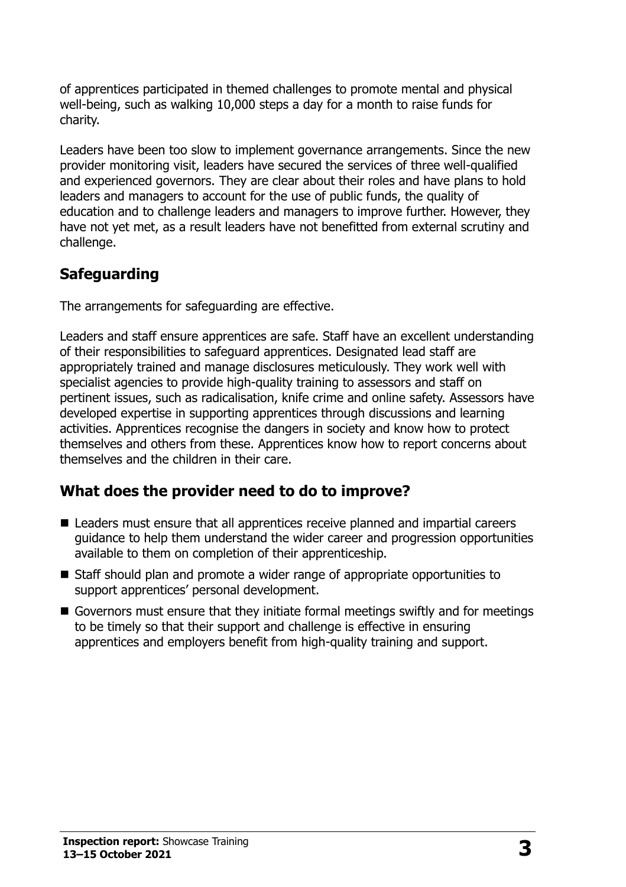of apprentices participated in themed challenges to promote mental and physical well-being, such as walking 10,000 steps a day for a month to raise funds for charity.

Leaders have been too slow to implement governance arrangements. Since the new provider monitoring visit, leaders have secured the services of three well-qualified and experienced governors. They are clear about their roles and have plans to hold leaders and managers to account for the use of public funds, the quality of education and to challenge leaders and managers to improve further. However, they have not yet met, as a result leaders have not benefitted from external scrutiny and challenge.

## Safeguarding

The arrangements for safeguarding are effective.

Leaders and staff ensure apprentices are safe. Staff have an excellent understanding of their responsibilities to safeguard apprentices. Designated lead staff are appropriately trained and manage disclosures meticulously. They work well with specialist agencies to provide high-quality training to assessors and staff on pertinent issues, such as radicalisation, knife crime and online safety. Assessors have developed expertise in supporting apprentices through discussions and learning activities. Apprentices recognise the dangers in society and know how to protect themselves and others from these. Apprentices know how to report concerns about themselves and the children in their care.

## What does the provider need to do to improve?

- Leaders must ensure that all apprentices receive planned and impartial careers guidance to help them understand the wider career and progression opportunities available to them on completion of their apprenticeship.
- Staff should plan and promote a wider range of appropriate opportunities to support apprentices' personal development.
- Governors must ensure that they initiate formal meetings swiftly and for meetings to be timely so that their support and challenge is effective in ensuring apprentices and employers benefit from high-quality training and support.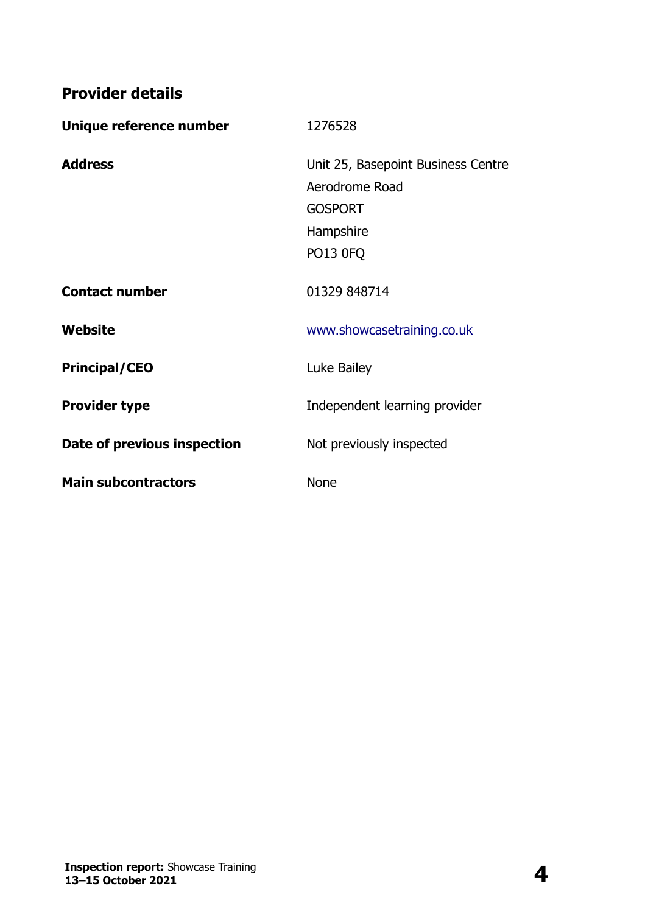## Provider details

| | |
|---|---|
| **Unique reference number** | 1276528 |
| **Address** | Unit 25, Basepoint Business Centre<br>Aerodrome Road<br>GOSPORT<br>Hampshire<br>PO13 0FQ |
| **Contact number** | 01329 848714 |
| **Website** | www.showcasetraining.co.uk |
| **Principal/CEO** | Luke Bailey |
| **Provider type** | Independent learning provider |
| **Date of previous inspection** | Not previously inspected |
| **Main subcontractors** | None |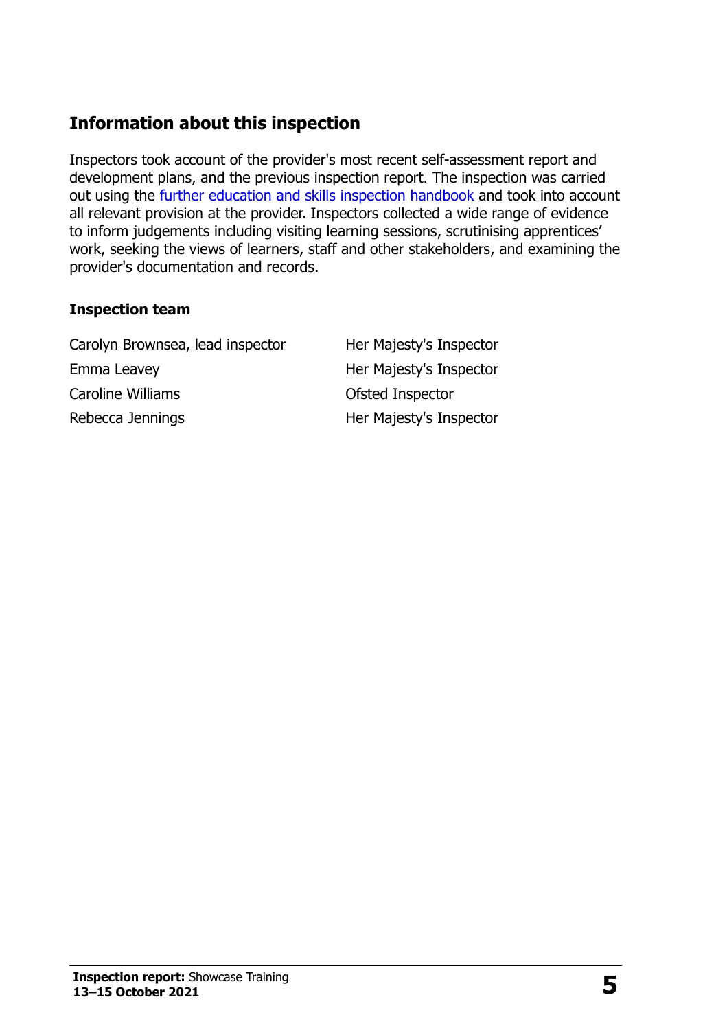## Information about this inspection

Inspectors took account of the provider's most recent self-assessment report and development plans, and the previous inspection report. The inspection was carried out using the further education and skills inspection handbook and took into account all relevant provision at the provider. Inspectors collected a wide range of evidence to inform judgements including visiting learning sessions, scrutinising apprentices' work, seeking the views of learners, staff and other stakeholders, and examining the provider's documentation and records.

### Inspection team

| | |
|---|---|
| Carolyn Brownsea, lead inspector | Her Majesty's Inspector |
| Emma Leavey | Her Majesty's Inspector |
| Caroline Williams | Ofsted Inspector |
| Rebecca Jennings | Her Majesty's Inspector |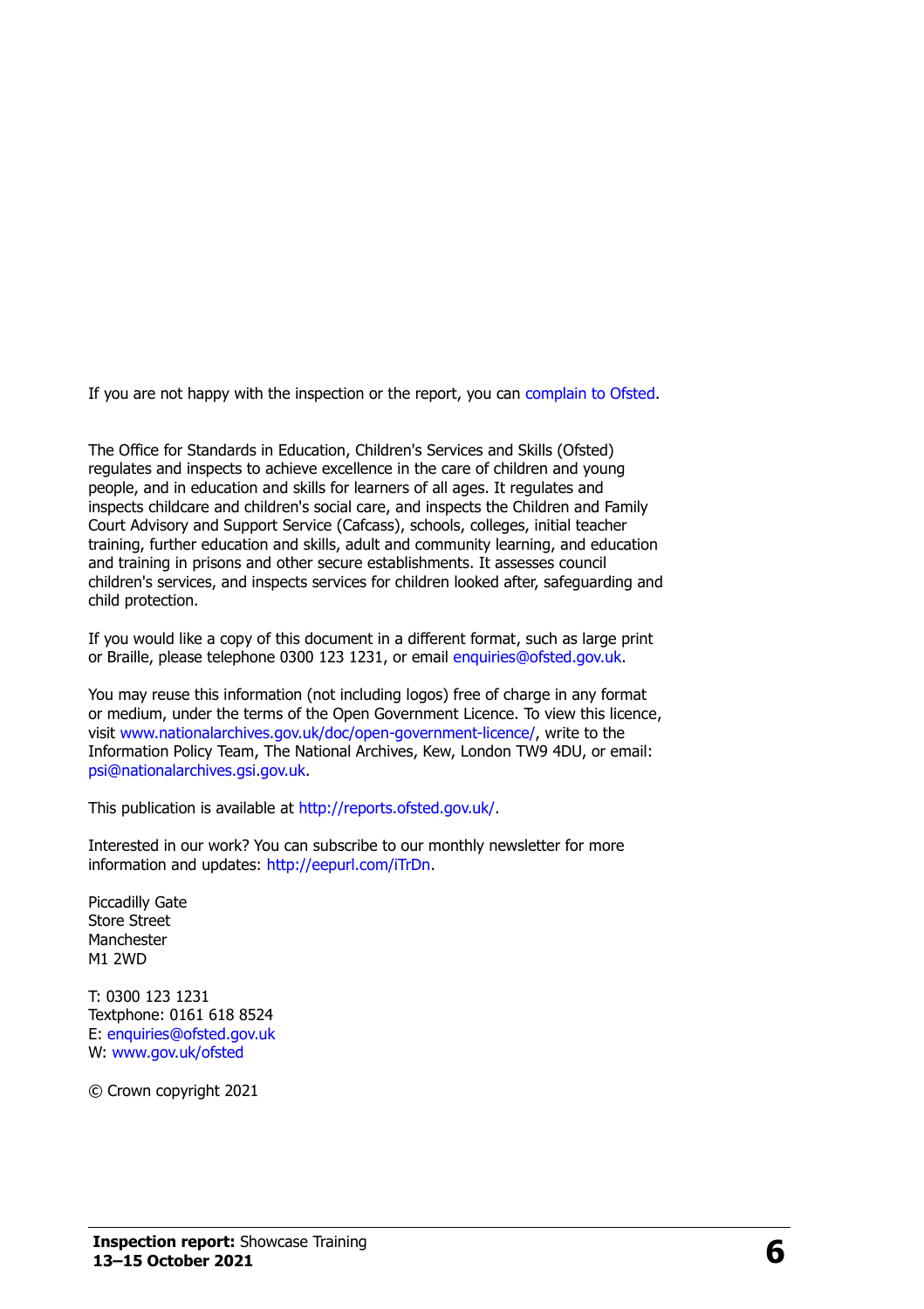If you are not happy with the inspection or the report, you can complain to Ofsted.

The Office for Standards in Education, Children's Services and Skills (Ofsted) regulates and inspects to achieve excellence in the care of children and young people, and in education and skills for learners of all ages. It regulates and inspects childcare and children's social care, and inspects the Children and Family Court Advisory and Support Service (Cafcass), schools, colleges, initial teacher training, further education and skills, adult and community learning, and education and training in prisons and other secure establishments. It assesses council children's services, and inspects services for children looked after, safeguarding and child protection.

If you would like a copy of this document in a different format, such as large print or Braille, please telephone 0300 123 1231, or email enquiries@ofsted.gov.uk.

You may reuse this information (not including logos) free of charge in any format or medium, under the terms of the Open Government Licence. To view this licence, visit www.nationalarchives.gov.uk/doc/open-government-licence/, write to the Information Policy Team, The National Archives, Kew, London TW9 4DU, or email: psi@nationalarchives.gsi.gov.uk.

This publication is available at http://reports.ofsted.gov.uk/.

Interested in our work? You can subscribe to our monthly newsletter for more information and updates: http://eepurl.com/iTrDn.

Piccadilly Gate
Store Street
Manchester
M1 2WD

T: 0300 123 1231
Textphone: 0161 618 8524
E: enquiries@ofsted.gov.uk
W: www.gov.uk/ofsted

© Crown copyright 2021